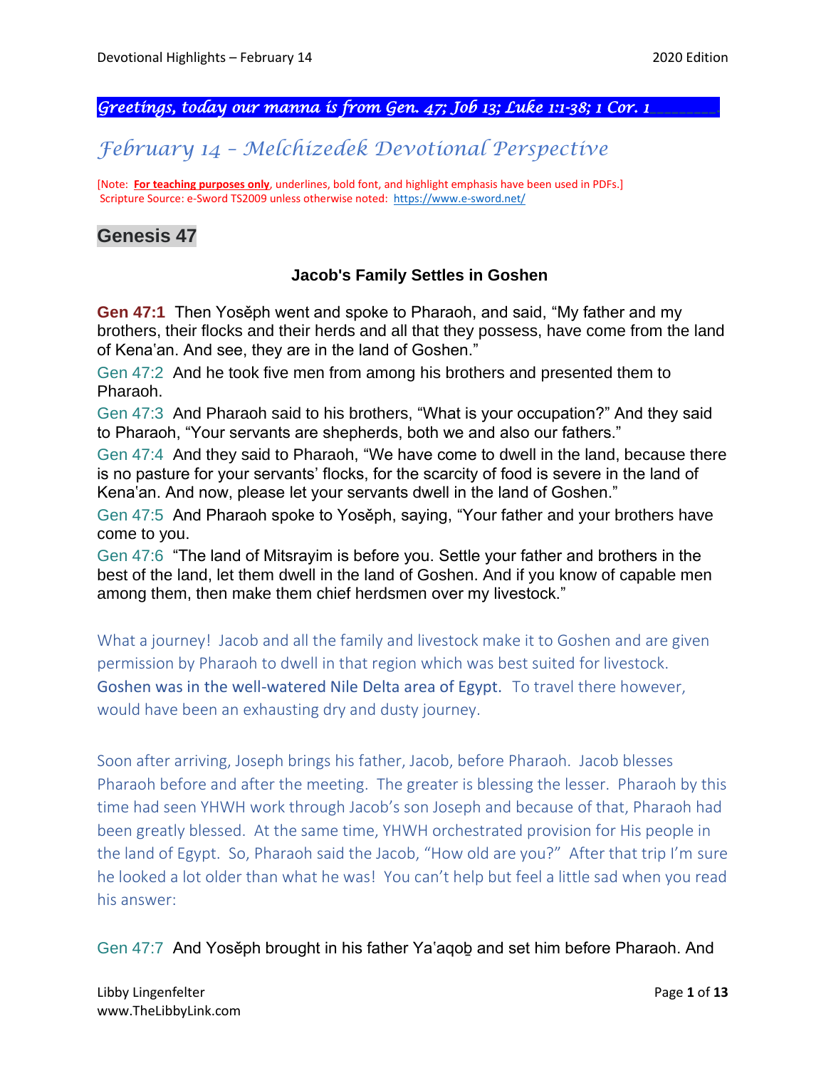*Greetings, today our manna is from Gen. 47; Job 13; Luke 1:1-38; 1 Cor. 1*

# *February 14 – Melchizedek Devotional Perspective*

[Note: **For teaching purposes only**, underlines, bold font, and highlight emphasis have been used in PDFs.]
Scripture Source: e-Sword TS2009 unless otherwise noted: https://www.e-sword.net/

## Genesis 47

### Jacob's Family Settles in Goshen

**Gen 47:1** Then Yosěph went and spoke to Pharaoh, and said, "My father and my brothers, their flocks and their herds and all that they possess, have come from the land of Kenaʽan. And see, they are in the land of Goshen."

Gen 47:2 And he took five men from among his brothers and presented them to Pharaoh.

Gen 47:3 And Pharaoh said to his brothers, "What is your occupation?" And they said to Pharaoh, "Your servants are shepherds, both we and also our fathers."

Gen 47:4 And they said to Pharaoh, "We have come to dwell in the land, because there is no pasture for your servants' flocks, for the scarcity of food is severe in the land of Kenaʽan. And now, please let your servants dwell in the land of Goshen."

Gen 47:5 And Pharaoh spoke to Yosěph, saying, "Your father and your brothers have come to you.

Gen 47:6 "The land of Mitsrayim is before you. Settle your father and brothers in the best of the land, let them dwell in the land of Goshen. And if you know of capable men among them, then make them chief herdsmen over my livestock."

What a journey! Jacob and all the family and livestock make it to Goshen and are given permission by Pharaoh to dwell in that region which was best suited for livestock. Goshen was in the well-watered Nile Delta area of Egypt. To travel there however, would have been an exhausting dry and dusty journey.

Soon after arriving, Joseph brings his father, Jacob, before Pharaoh. Jacob blesses Pharaoh before and after the meeting. The greater is blessing the lesser. Pharaoh by this time had seen YHWH work through Jacob's son Joseph and because of that, Pharaoh had been greatly blessed. At the same time, YHWH orchestrated provision for His people in the land of Egypt. So, Pharaoh said the Jacob, "How old are you?" After that trip I'm sure he looked a lot older than what he was! You can't help but feel a little sad when you read his answer:

Gen 47:7 And Yosěph brought in his father Yaʽaqoḇ and set him before Pharaoh. And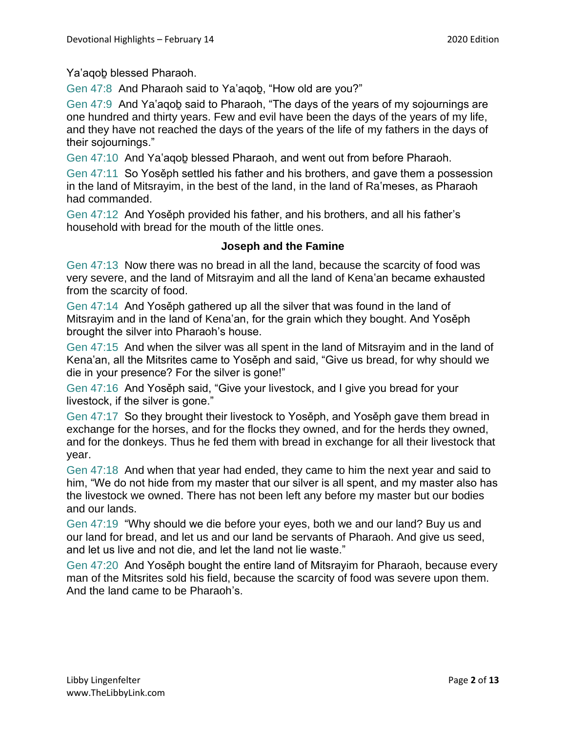Yaʿaqoḇ blessed Pharaoh.

Gen 47:8  And Pharaoh said to Yaʿaqoḇ, “How old are you?”

Gen 47:9  And Yaʿaqoḇ said to Pharaoh, “The days of the years of my sojournings are one hundred and thirty years. Few and evil have been the days of the years of my life, and they have not reached the days of the years of the life of my fathers in the days of their sojournings.”

Gen 47:10  And Yaʿaqoḇ blessed Pharaoh, and went out from before Pharaoh.

Gen 47:11  So Yosěph settled his father and his brothers, and gave them a possession in the land of Mitsrayim, in the best of the land, in the land of Raʿmeses, as Pharaoh had commanded.

Gen 47:12  And Yosěph provided his father, and his brothers, and all his father’s household with bread for the mouth of the little ones.

### Joseph and the Famine

Gen 47:13  Now there was no bread in all the land, because the scarcity of food was very severe, and the land of Mitsrayim and all the land of Kenaʿan became exhausted from the scarcity of food.

Gen 47:14  And Yosěph gathered up all the silver that was found in the land of Mitsrayim and in the land of Kenaʿan, for the grain which they bought. And Yosěph brought the silver into Pharaoh’s house.

Gen 47:15  And when the silver was all spent in the land of Mitsrayim and in the land of Kenaʿan, all the Mitsrites came to Yosěph and said, “Give us bread, for why should we die in your presence? For the silver is gone!”

Gen 47:16  And Yosěph said, “Give your livestock, and I give you bread for your livestock, if the silver is gone.”

Gen 47:17  So they brought their livestock to Yosěph, and Yosěph gave them bread in exchange for the horses, and for the flocks they owned, and for the herds they owned, and for the donkeys. Thus he fed them with bread in exchange for all their livestock that year.

Gen 47:18  And when that year had ended, they came to him the next year and said to him, “We do not hide from my master that our silver is all spent, and my master also has the livestock we owned. There has not been left any before my master but our bodies and our lands.

Gen 47:19  “Why should we die before your eyes, both we and our land? Buy us and our land for bread, and let us and our land be servants of Pharaoh. And give us seed, and let us live and not die, and let the land not lie waste.”

Gen 47:20  And Yosěph bought the entire land of Mitsrayim for Pharaoh, because every man of the Mitsrites sold his field, because the scarcity of food was severe upon them. And the land came to be Pharaoh’s.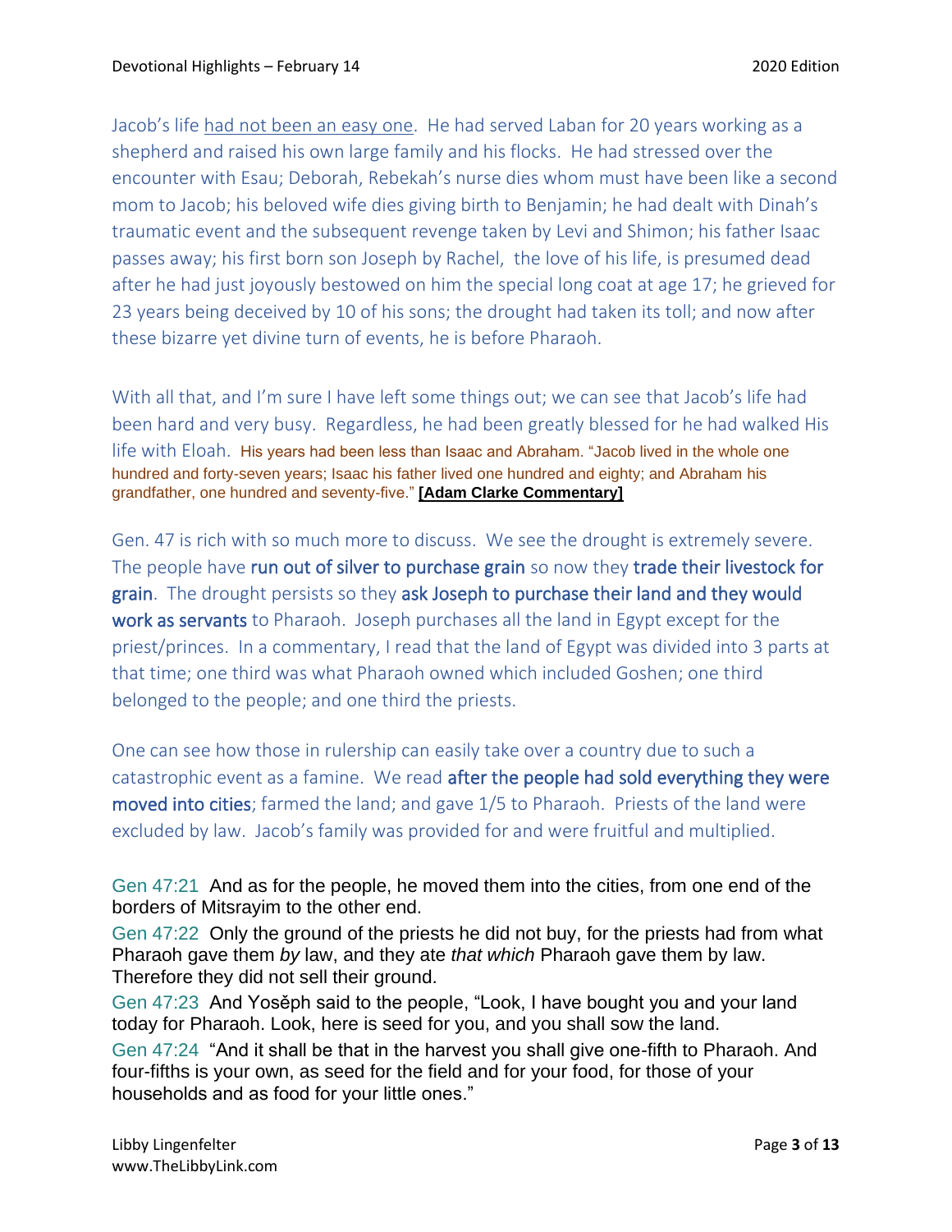Jacob's life had not been an easy one. He had served Laban for 20 years working as a shepherd and raised his own large family and his flocks. He had stressed over the encounter with Esau; Deborah, Rebekah's nurse dies whom must have been like a second mom to Jacob; his beloved wife dies giving birth to Benjamin; he had dealt with Dinah's traumatic event and the subsequent revenge taken by Levi and Shimon; his father Isaac passes away; his first born son Joseph by Rachel, the love of his life, is presumed dead after he had just joyously bestowed on him the special long coat at age 17; he grieved for 23 years being deceived by 10 of his sons; the drought had taken its toll; and now after these bizarre yet divine turn of events, he is before Pharaoh.

With all that, and I'm sure I have left some things out; we can see that Jacob's life had been hard and very busy. Regardless, he had been greatly blessed for he had walked His life with Eloah. His years had been less than Isaac and Abraham. "Jacob lived in the whole one hundred and forty-seven years; Isaac his father lived one hundred and eighty; and Abraham his grandfather, one hundred and seventy-five." **[Adam Clarke Commentary]**

Gen. 47 is rich with so much more to discuss. We see the drought is extremely severe. The people have run out of silver to purchase grain so now they trade their livestock for grain. The drought persists so they ask Joseph to purchase their land and they would work as servants to Pharaoh. Joseph purchases all the land in Egypt except for the priest/princes. In a commentary, I read that the land of Egypt was divided into 3 parts at that time; one third was what Pharaoh owned which included Goshen; one third belonged to the people; and one third the priests.

One can see how those in rulership can easily take over a country due to such a catastrophic event as a famine. We read after the people had sold everything they were moved into cities; farmed the land; and gave 1/5 to Pharaoh. Priests of the land were excluded by law. Jacob's family was provided for and were fruitful and multiplied.

Gen 47:21 And as for the people, he moved them into the cities, from one end of the borders of Mitsrayim to the other end.
Gen 47:22 Only the ground of the priests he did not buy, for the priests had from what Pharaoh gave them *by* law, and they ate *that which* Pharaoh gave them by law. Therefore they did not sell their ground.
Gen 47:23 And Yosěph said to the people, "Look, I have bought you and your land today for Pharaoh. Look, here is seed for you, and you shall sow the land.
Gen 47:24 "And it shall be that in the harvest you shall give one-fifth to Pharaoh. And four-fifths is your own, as seed for the field and for your food, for those of your households and as food for your little ones."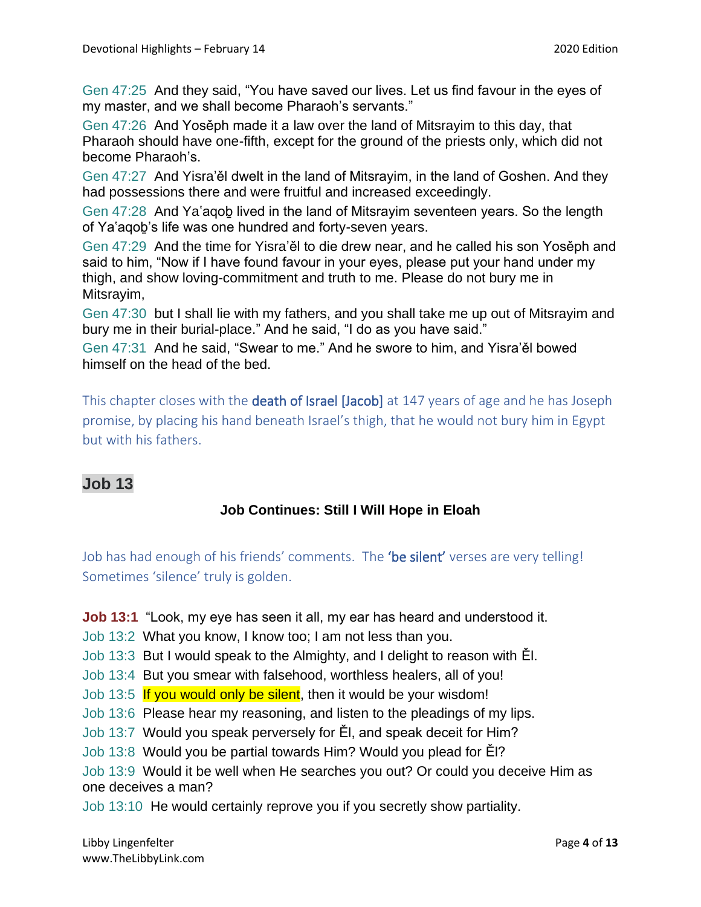Gen 47:25 And they said, "You have saved our lives. Let us find favour in the eyes of my master, and we shall become Pharaoh's servants."

Gen 47:26 And Yosĕph made it a law over the land of Mitsrayim to this day, that Pharaoh should have one-fifth, except for the ground of the priests only, which did not become Pharaoh's.

Gen 47:27 And Yisra'ĕl dwelt in the land of Mitsrayim, in the land of Goshen. And they had possessions there and were fruitful and increased exceedingly.

Gen 47:28 And Ya'aqoḇ lived in the land of Mitsrayim seventeen years. So the length of Ya'aqoḇ's life was one hundred and forty-seven years.

Gen 47:29 And the time for Yisra'ĕl to die drew near, and he called his son Yosĕph and said to him, "Now if I have found favour in your eyes, please put your hand under my thigh, and show loving-commitment and truth to me. Please do not bury me in Mitsrayim,

Gen 47:30 but I shall lie with my fathers, and you shall take me up out of Mitsrayim and bury me in their burial-place." And he said, "I do as you have said."

Gen 47:31 And he said, "Swear to me." And he swore to him, and Yisra'ĕl bowed himself on the head of the bed.

This chapter closes with the **death of Israel [Jacob]** at 147 years of age and he has Joseph promise, by placing his hand beneath Israel's thigh, that he would not bury him in Egypt but with his fathers.

## Job 13

### Job Continues: Still I Will Hope in Eloah

Job has had enough of his friends' comments. The **'be silent'** verses are very telling! Sometimes 'silence' truly is golden.

**Job 13:1** "Look, my eye has seen it all, my ear has heard and understood it.

Job 13:2 What you know, I know too; I am not less than you.

Job 13:3 But I would speak to the Almighty, and I delight to reason with Ĕl.

Job 13:4 But you smear with falsehood, worthless healers, all of you!

Job 13:5 If you would only be silent, then it would be your wisdom!

Job 13:6 Please hear my reasoning, and listen to the pleadings of my lips.

Job 13:7 Would you speak perversely for Ĕl, and speak deceit for Him?

Job 13:8 Would you be partial towards Him? Would you plead for Ĕl?

Job 13:9 Would it be well when He searches you out? Or could you deceive Him as one deceives a man?

Job 13:10 He would certainly reprove you if you secretly show partiality.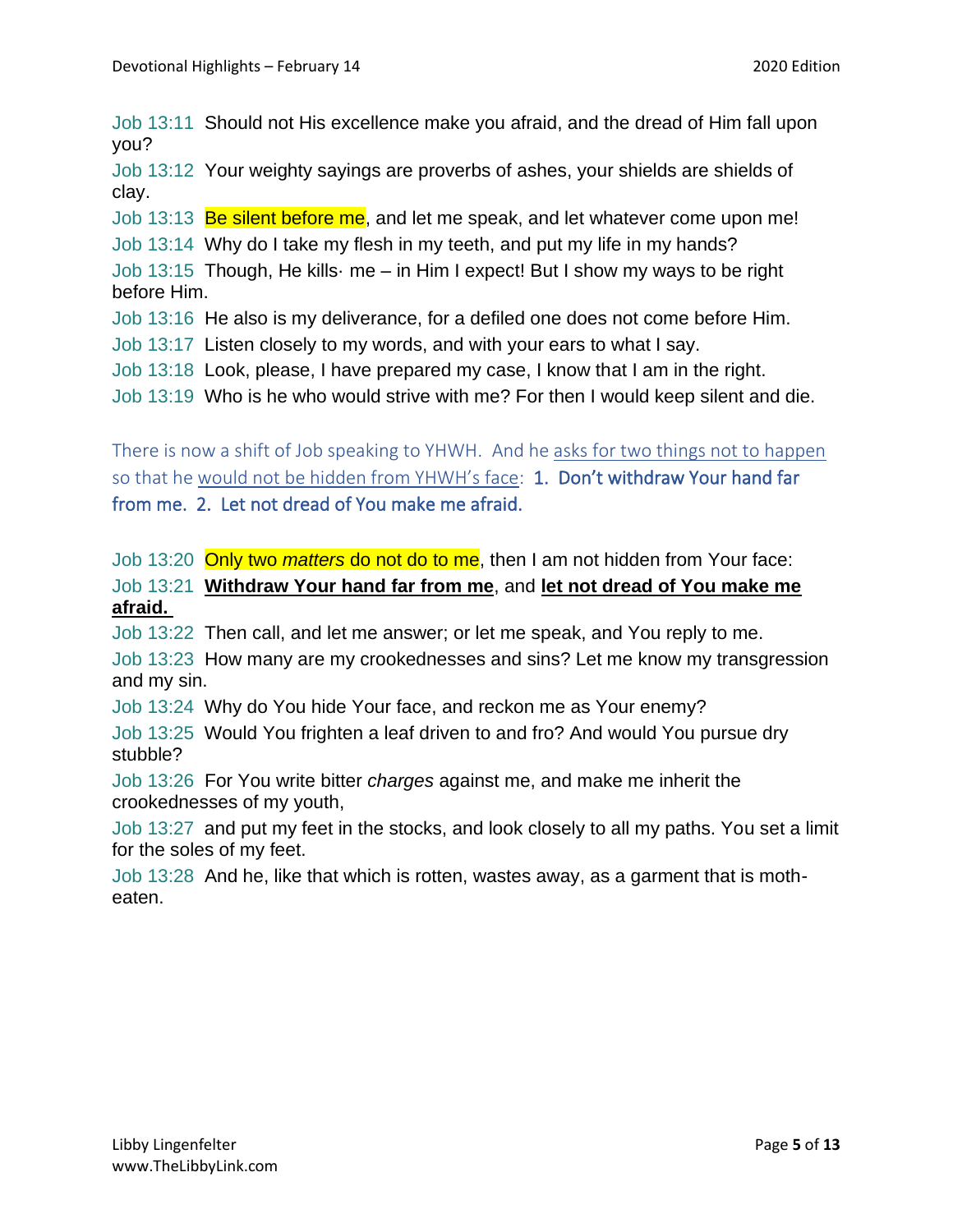Job 13:11  Should not His excellence make you afraid, and the dread of Him fall upon you?

Job 13:12  Your weighty sayings are proverbs of ashes, your shields are shields of clay.

Job 13:13  Be silent before me, and let me speak, and let whatever come upon me!

Job 13:14  Why do I take my flesh in my teeth, and put my life in my hands?

Job 13:15  Though, He kills· me – in Him I expect! But I show my ways to be right before Him.

Job 13:16  He also is my deliverance, for a defiled one does not come before Him.

Job 13:17  Listen closely to my words, and with your ears to what I say.

Job 13:18  Look, please, I have prepared my case, I know that I am in the right.

Job 13:19  Who is he who would strive with me? For then I would keep silent and die.

There is now a shift of Job speaking to YHWH. And he asks for two things not to happen so that he would not be hidden from YHWH's face: **1. Don't withdraw Your hand far from me. 2. Let not dread of You make me afraid.**

Job 13:20  Only two *matters* do not do to me, then I am not hidden from Your face:

Job 13:21  **Withdraw Your hand far from me**, and **let not dread of You make me afraid.**

Job 13:22  Then call, and let me answer; or let me speak, and You reply to me.

Job 13:23  How many are my crookednesses and sins? Let me know my transgression and my sin.

Job 13:24  Why do You hide Your face, and reckon me as Your enemy?

Job 13:25  Would You frighten a leaf driven to and fro? And would You pursue dry stubble?

Job 13:26  For You write bitter *charges* against me, and make me inherit the crookednesses of my youth,

Job 13:27  and put my feet in the stocks, and look closely to all my paths. You set a limit for the soles of my feet.

Job 13:28  And he, like that which is rotten, wastes away, as a garment that is moth-eaten.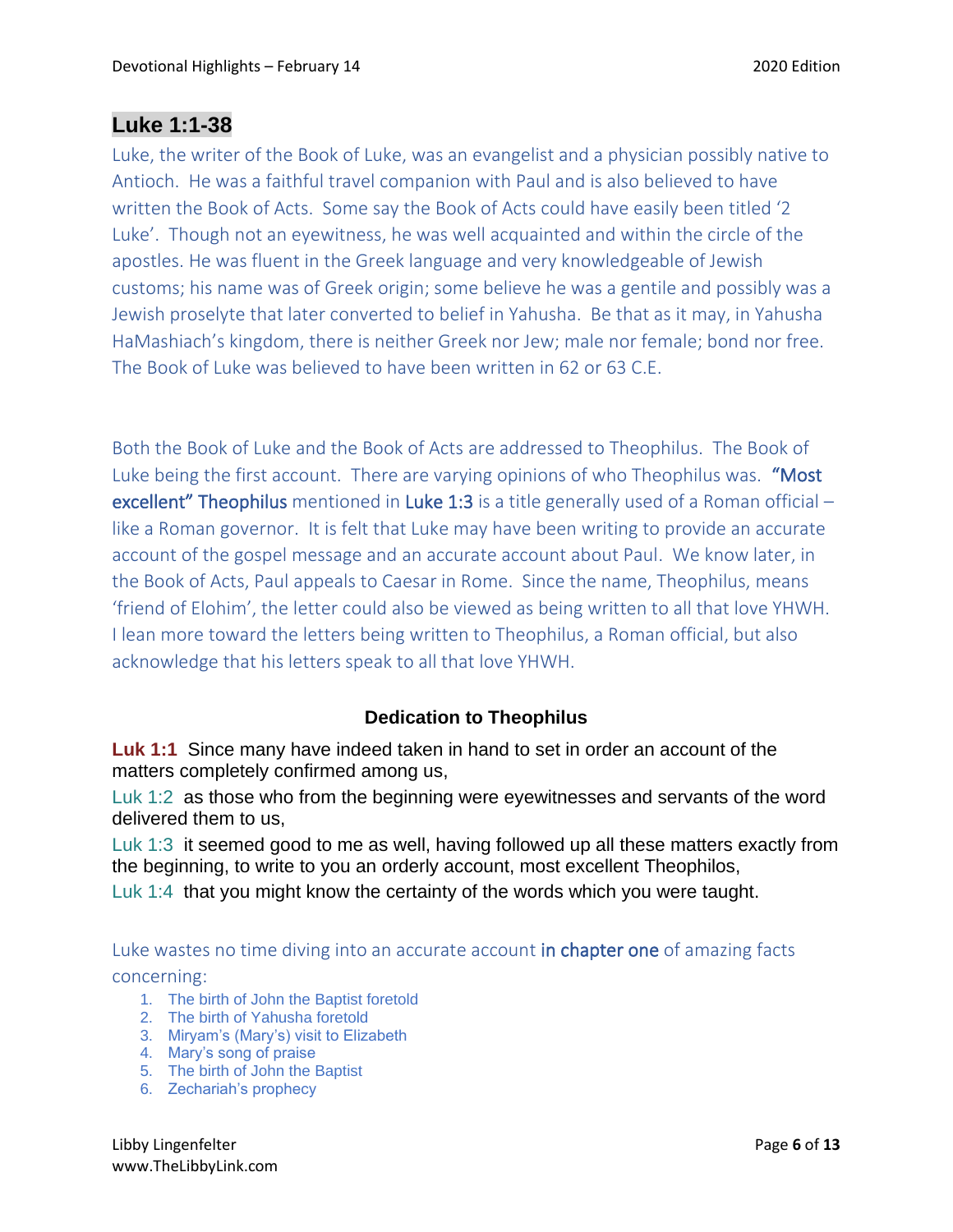## Luke 1:1-38

Luke, the writer of the Book of Luke, was an evangelist and a physician possibly native to Antioch. He was a faithful travel companion with Paul and is also believed to have written the Book of Acts. Some say the Book of Acts could have easily been titled '2 Luke'. Though not an eyewitness, he was well acquainted and within the circle of the apostles. He was fluent in the Greek language and very knowledgeable of Jewish customs; his name was of Greek origin; some believe he was a gentile and possibly was a Jewish proselyte that later converted to belief in Yahusha. Be that as it may, in Yahusha HaMashiach's kingdom, there is neither Greek nor Jew; male nor female; bond nor free. The Book of Luke was believed to have been written in 62 or 63 C.E.

Both the Book of Luke and the Book of Acts are addressed to Theophilus. The Book of Luke being the first account. There are varying opinions of who Theophilus was. **"Most excellent" Theophilus** mentioned in Luke 1:3 is a title generally used of a Roman official – like a Roman governor. It is felt that Luke may have been writing to provide an accurate account of the gospel message and an accurate account about Paul. We know later, in the Book of Acts, Paul appeals to Caesar in Rome. Since the name, Theophilus, means 'friend of Elohim', the letter could also be viewed as being written to all that love YHWH. I lean more toward the letters being written to Theophilus, a Roman official, but also acknowledge that his letters speak to all that love YHWH.

### Dedication to Theophilus

**Luk 1:1** Since many have indeed taken in hand to set in order an account of the matters completely confirmed among us,

Luk 1:2 as those who from the beginning were eyewitnesses and servants of the word delivered them to us,

Luk 1:3 it seemed good to me as well, having followed up all these matters exactly from the beginning, to write to you an orderly account, most excellent Theophilos,

Luk 1:4 that you might know the certainty of the words which you were taught.

Luke wastes no time diving into an accurate account in chapter one of amazing facts concerning:

1. The birth of John the Baptist foretold
2. The birth of Yahusha foretold
3. Miryam's (Mary's) visit to Elizabeth
4. Mary's song of praise
5. The birth of John the Baptist
6. Zechariah's prophecy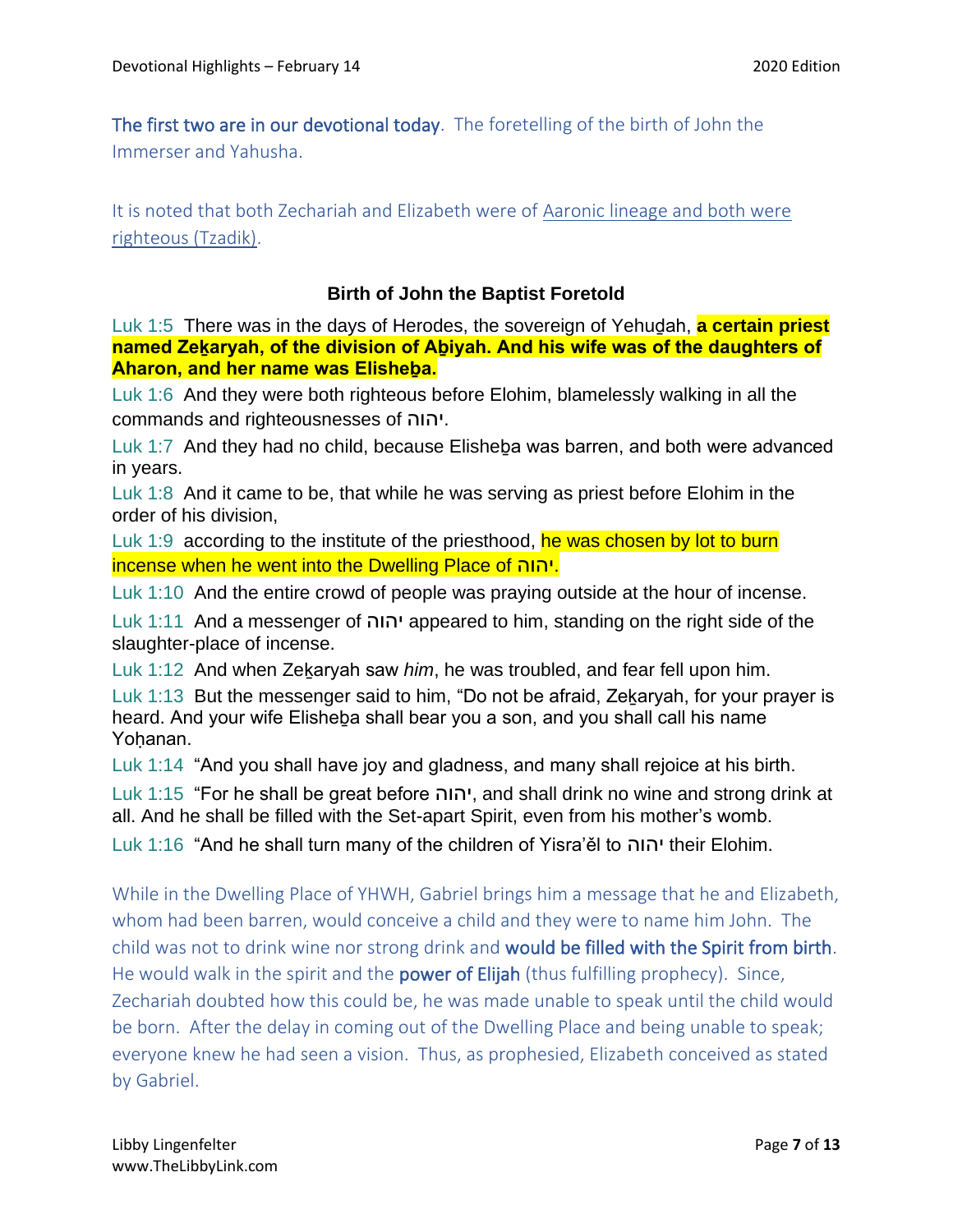The first two are in our devotional today. The foretelling of the birth of John the Immerser and Yahusha.

It is noted that both Zechariah and Elizabeth were of Aaronic lineage and both were righteous (Tzadik).

### Birth of John the Baptist Foretold

Luk 1:5 There was in the days of Herodes, the sovereign of Yehuḏah, **a certain priest named Zeḵaryah, of the division of Aḇiyah. And his wife was of the daughters of Aharon, and her name was Elisheḇa.**

Luk 1:6 And they were both righteous before Elohim, blamelessly walking in all the commands and righteousnesses of יהוה.

Luk 1:7 And they had no child, because Elisheḇa was barren, and both were advanced in years.

Luk 1:8 And it came to be, that while he was serving as priest before Elohim in the order of his division,

Luk 1:9 according to the institute of the priesthood, he was chosen by lot to burn incense when he went into the Dwelling Place of יהוה.

Luk 1:10 And the entire crowd of people was praying outside at the hour of incense.

Luk 1:11 And a messenger of יהוה appeared to him, standing on the right side of the slaughter-place of incense.

Luk 1:12 And when Zeḵaryah saw *him*, he was troubled, and fear fell upon him.

Luk 1:13 But the messenger said to him, "Do not be afraid, Zeḵaryah, for your prayer is heard. And your wife Elisheḇa shall bear you a son, and you shall call his name Yoḥanan.

Luk 1:14 "And you shall have joy and gladness, and many shall rejoice at his birth.

Luk 1:15 "For he shall be great before יהוה, and shall drink no wine and strong drink at all. And he shall be filled with the Set-apart Spirit, even from his mother's womb.

Luk 1:16 "And he shall turn many of the children of Yisra'ěl to יהוה their Elohim.

While in the Dwelling Place of YHWH, Gabriel brings him a message that he and Elizabeth, whom had been barren, would conceive a child and they were to name him John. The child was not to drink wine nor strong drink and would be filled with the Spirit from birth. He would walk in the spirit and the power of Elijah (thus fulfilling prophecy). Since, Zechariah doubted how this could be, he was made unable to speak until the child would be born. After the delay in coming out of the Dwelling Place and being unable to speak; everyone knew he had seen a vision. Thus, as prophesied, Elizabeth conceived as stated by Gabriel.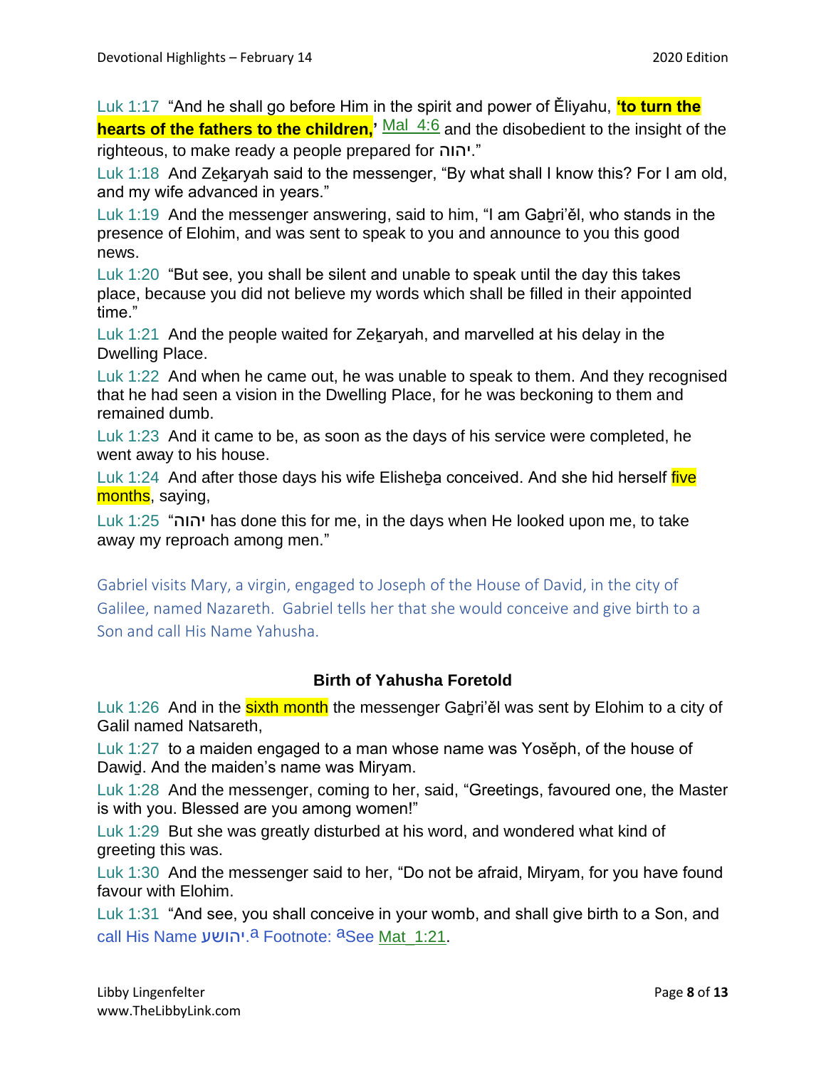Luk 1:17 "And he shall go before Him in the spirit and power of Ěliyahu, **'to turn the hearts of the fathers to the children,'** Mal 4:6 and the disobedient to the insight of the righteous, to make ready a people prepared for יהוה."

Luk 1:18 And Zeḵaryah said to the messenger, "By what shall I know this? For I am old, and my wife advanced in years."

Luk 1:19 And the messenger answering, said to him, "I am Gaḇri'ěl, who stands in the presence of Elohim, and was sent to speak to you and announce to you this good news.

Luk 1:20 "But see, you shall be silent and unable to speak until the day this takes place, because you did not believe my words which shall be filled in their appointed time."

Luk 1:21 And the people waited for Zeḵaryah, and marvelled at his delay in the Dwelling Place.

Luk 1:22 And when he came out, he was unable to speak to them. And they recognised that he had seen a vision in the Dwelling Place, for he was beckoning to them and remained dumb.

Luk 1:23 And it came to be, as soon as the days of his service were completed, he went away to his house.

Luk 1:24 And after those days his wife Elisheḇa conceived. And she hid herself five months, saying,

Luk 1:25 "יהוה has done this for me, in the days when He looked upon me, to take away my reproach among men."

Gabriel visits Mary, a virgin, engaged to Joseph of the House of David, in the city of Galilee, named Nazareth. Gabriel tells her that she would conceive and give birth to a Son and call His Name Yahusha.

### Birth of Yahusha Foretold

Luk 1:26 And in the sixth month the messenger Gaḇri'ěl was sent by Elohim to a city of Galil named Natsareth,

Luk 1:27 to a maiden engaged to a man whose name was Yosěph, of the house of Dawiḏ. And the maiden's name was Miryam.

Luk 1:28 And the messenger, coming to her, said, "Greetings, favoured one, the Master is with you. Blessed are you among women!"

Luk 1:29 But she was greatly disturbed at his word, and wondered what kind of greeting this was.

Luk 1:30 And the messenger said to her, "Do not be afraid, Miryam, for you have found favour with Elohim.

Luk 1:31 "And see, you shall conceive in your womb, and shall give birth to a Son, and call His Name יהושע.[a] Footnote: [a]See Mat 1:21.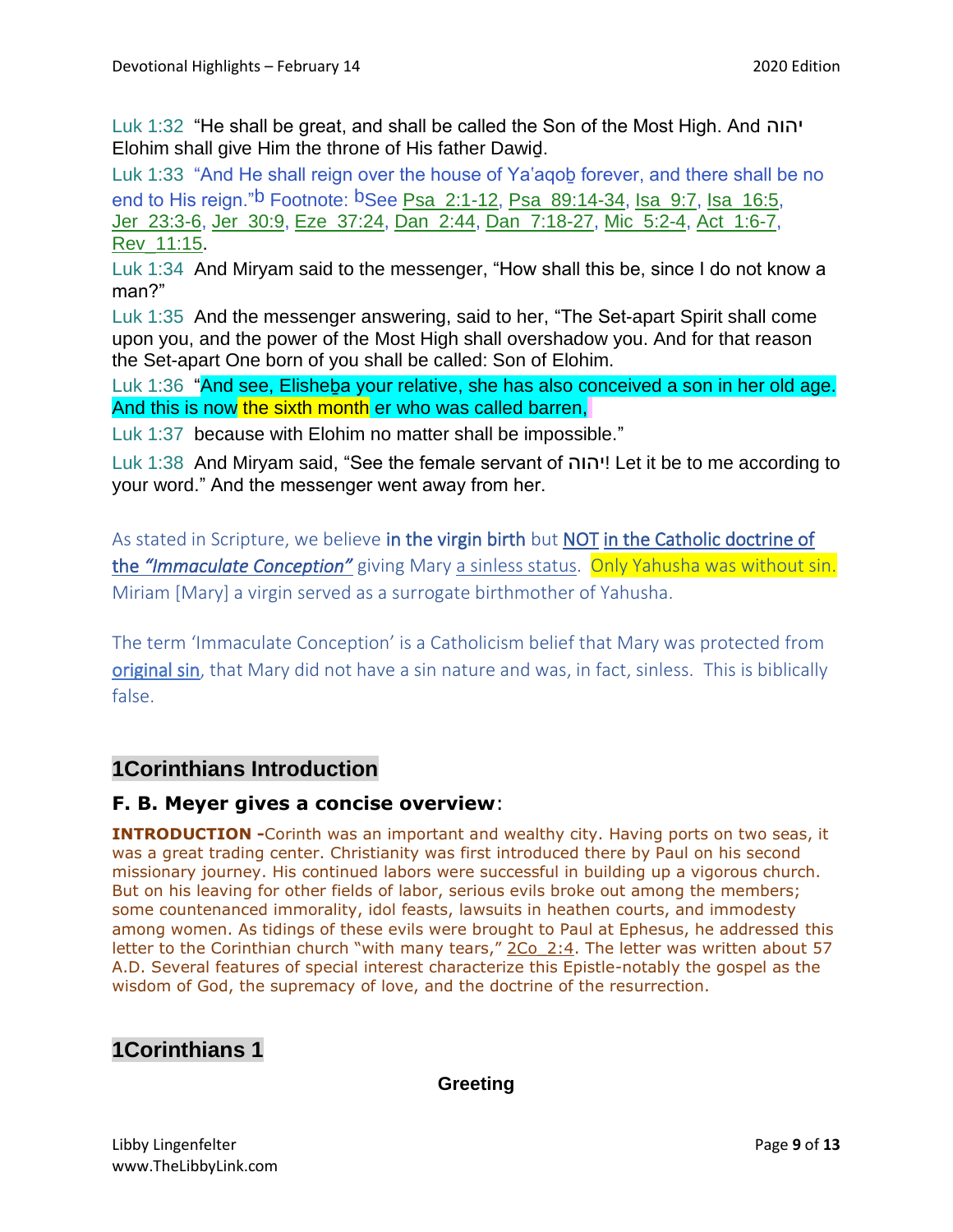Luk 1:32 “He shall be great, and shall be called the Son of the Most High. And יהוה Elohim shall give Him the throne of His father Dawiḏ.

Luk 1:33 “And He shall reign over the house of Ya'aqoḇ forever, and there shall be no end to His reign.”[b] Footnote: [b]See Psa_2:1-12, Psa_89:14-34, Isa_9:7, Isa_16:5, Jer_23:3-6, Jer_30:9, Eze_37:24, Dan_2:44, Dan_7:18-27, Mic_5:2-4, Act_1:6-7, Rev_11:15.

Luk 1:34 And Miryam said to the messenger, “How shall this be, since I do not know a man?”

Luk 1:35 And the messenger answering, said to her, “The Set-apart Spirit shall come upon you, and the power of the Most High shall overshadow you. And for that reason the Set-apart One born of you shall be called: Son of Elohim.

Luk 1:36 “And see, Elisheḇa your relative, she has also conceived a son in her old age. And this is now the sixth month er who was called barren,

Luk 1:37 because with Elohim no matter shall be impossible.”

Luk 1:38 And Miryam said, “See the female servant of יהוה! Let it be to me according to your word.” And the messenger went away from her.

As stated in Scripture, we believe **in the virgin birth** but NOT in the Catholic doctrine of the *“Immaculate Conception”* giving Mary a sinless status. Only Yahusha was without sin. Miriam [Mary] a virgin served as a surrogate birthmother of Yahusha.

The term ‘Immaculate Conception’ is a Catholicism belief that Mary was protected from original sin, that Mary did not have a sin nature and was, in fact, sinless. This is biblically false.

## 1Corinthians Introduction

### F. B. Meyer gives a concise overview:

**INTRODUCTION -**Corinth was an important and wealthy city. Having ports on two seas, it was a great trading center. Christianity was first introduced there by Paul on his second missionary journey. His continued labors were successful in building up a vigorous church. But on his leaving for other fields of labor, serious evils broke out among the members; some countenanced immorality, idol feasts, lawsuits in heathen courts, and immodesty among women. As tidings of these evils were brought to Paul at Ephesus, he addressed this letter to the Corinthian church “with many tears,” 2Co_2:4. The letter was written about 57 A.D. Several features of special interest characterize this Epistle-notably the gospel as the wisdom of God, the supremacy of love, and the doctrine of the resurrection.

## 1Corinthians 1

**Greeting**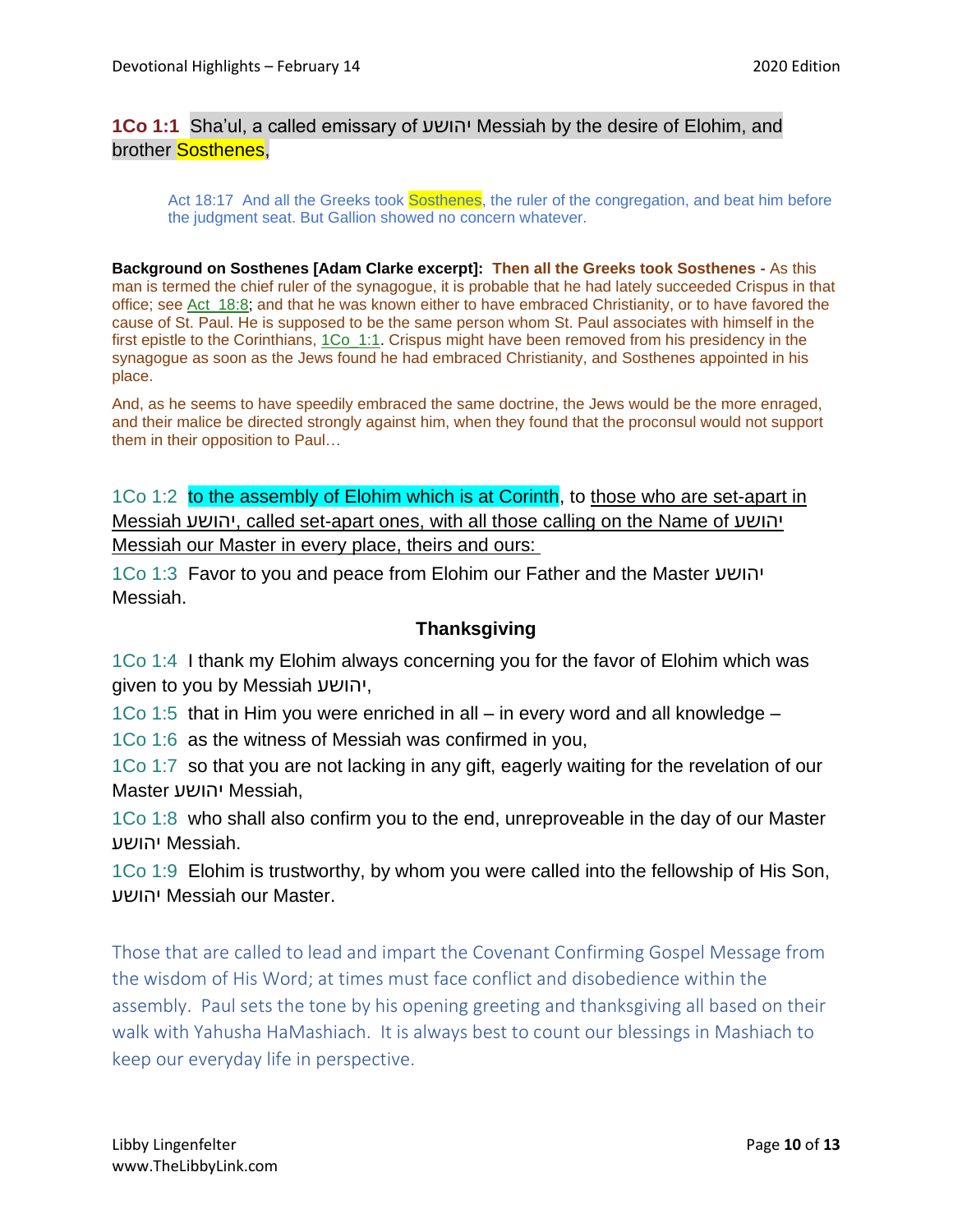**1Co 1:1** Sha'ul, a called emissary of יהושע Messiah by the desire of Elohim, and brother Sosthenes,

> Act 18:17 And all the Greeks took Sosthenes, the ruler of the congregation, and beat him before the judgment seat. But Gallion showed no concern whatever.

**Background on Sosthenes [Adam Clarke excerpt]: Then all the Greeks took Sosthenes -** As this man is termed the chief ruler of the synagogue, it is probable that he had lately succeeded Crispus in that office; see Act_18:8; and that he was known either to have embraced Christianity, or to have favored the cause of St. Paul. He is supposed to be the same person whom St. Paul associates with himself in the first epistle to the Corinthians, 1Co_1:1. Crispus might have been removed from his presidency in the synagogue as soon as the Jews found he had embraced Christianity, and Sosthenes appointed in his place.

And, as he seems to have speedily embraced the same doctrine, the Jews would be the more enraged, and their malice be directed strongly against him, when they found that the proconsul would not support them in their opposition to Paul…

1Co 1:2 to the assembly of Elohim which is at Corinth, to those who are set-apart in Messiah יהושע, called set-apart ones, with all those calling on the Name of יהושע Messiah our Master in every place, theirs and ours:

1Co 1:3 Favor to you and peace from Elohim our Father and the Master יהושע Messiah.

**Thanksgiving**

1Co 1:4 I thank my Elohim always concerning you for the favor of Elohim which was given to you by Messiah יהושע,

1Co 1:5 that in Him you were enriched in all – in every word and all knowledge –

1Co 1:6 as the witness of Messiah was confirmed in you,

1Co 1:7 so that you are not lacking in any gift, eagerly waiting for the revelation of our Master יהושע Messiah,

1Co 1:8 who shall also confirm you to the end, unreproveable in the day of our Master יהושע Messiah.

1Co 1:9 Elohim is trustworthy, by whom you were called into the fellowship of His Son, יהושע Messiah our Master.

Those that are called to lead and impart the Covenant Confirming Gospel Message from the wisdom of His Word; at times must face conflict and disobedience within the assembly. Paul sets the tone by his opening greeting and thanksgiving all based on their walk with Yahusha HaMashiach. It is always best to count our blessings in Mashiach to keep our everyday life in perspective.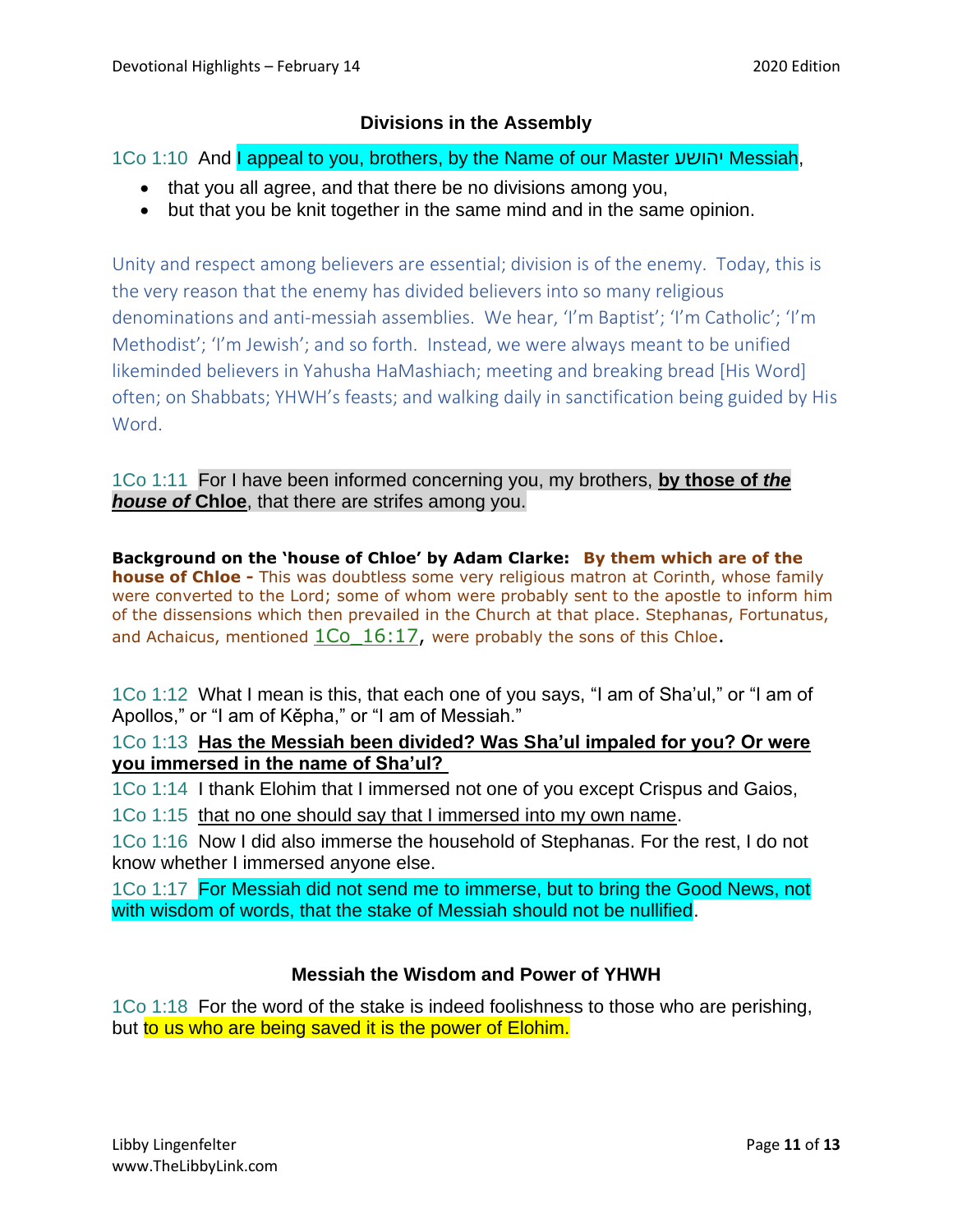### Divisions in the Assembly

1Co 1:10 And I appeal to you, brothers, by the Name of our Master יהושע Messiah,

- that you all agree, and that there be no divisions among you,
- but that you be knit together in the same mind and in the same opinion.

Unity and respect among believers are essential; division is of the enemy. Today, this is the very reason that the enemy has divided believers into so many religious denominations and anti-messiah assemblies. We hear, 'I'm Baptist'; 'I'm Catholic'; 'I'm Methodist'; 'I'm Jewish'; and so forth. Instead, we were always meant to be unified likeminded believers in Yahusha HaMashiach; meeting and breaking bread [His Word] often; on Shabbats; YHWH's feasts; and walking daily in sanctification being guided by His Word.

1Co 1:11 For I have been informed concerning you, my brothers, **by those of *the house of* Chloe**, that there are strifes among you.

**Background on the 'house of Chloe' by Adam Clarke: By them which are of the house of Chloe -** This was doubtless some very religious matron at Corinth, whose family were converted to the Lord; some of whom were probably sent to the apostle to inform him of the dissensions which then prevailed in the Church at that place. Stephanas, Fortunatus, and Achaicus, mentioned 1Co_16:17, were probably the sons of this Chloe.

1Co 1:12 What I mean is this, that each one of you says, "I am of Sha'ul," or "I am of Apollos," or "I am of Kěpha," or "I am of Messiah."

1Co 1:13 **Has the Messiah been divided? Was Sha'ul impaled for you? Or were you immersed in the name of Sha'ul?**

1Co 1:14 I thank Elohim that I immersed not one of you except Crispus and Gaios,

1Co 1:15 that no one should say that I immersed into my own name.

1Co 1:16 Now I did also immerse the household of Stephanas. For the rest, I do not know whether I immersed anyone else.

1Co 1:17 For Messiah did not send me to immerse, but to bring the Good News, not with wisdom of words, that the stake of Messiah should not be nullified.

### Messiah the Wisdom and Power of YHWH

1Co 1:18 For the word of the stake is indeed foolishness to those who are perishing, but to us who are being saved it is the power of Elohim.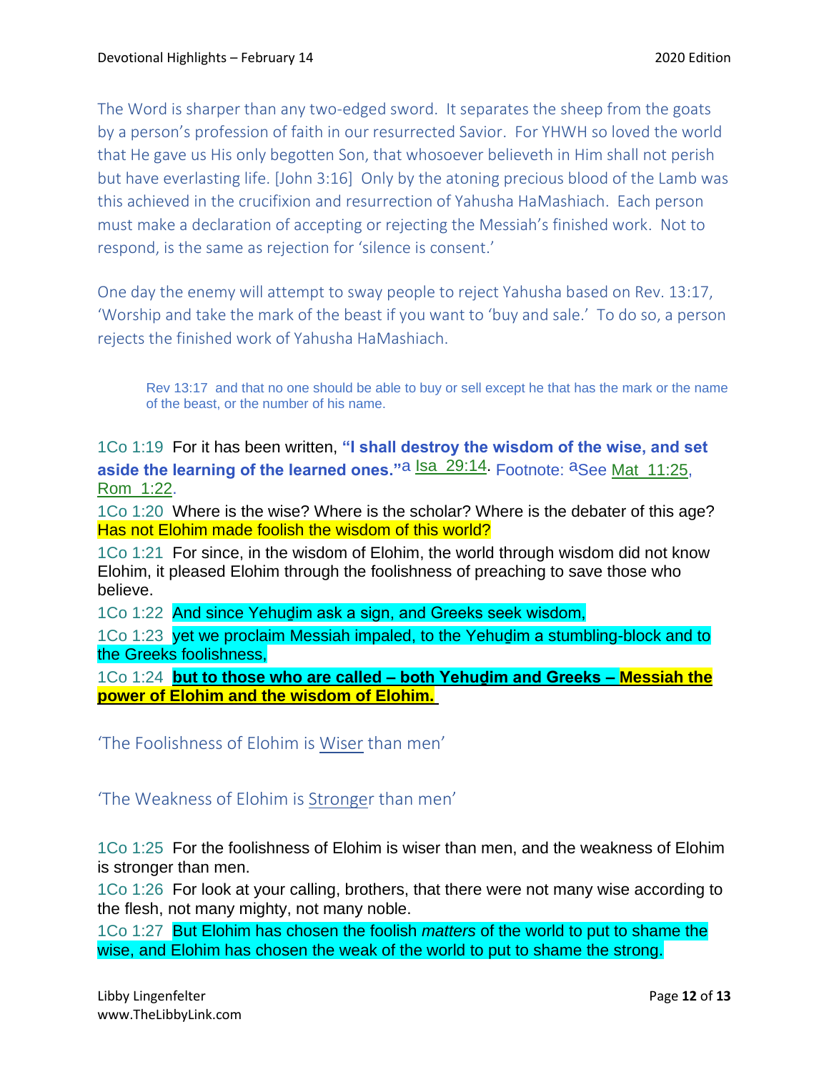The Word is sharper than any two-edged sword. It separates the sheep from the goats by a person's profession of faith in our resurrected Savior. For YHWH so loved the world that He gave us His only begotten Son, that whosoever believeth in Him shall not perish but have everlasting life. [John 3:16] Only by the atoning precious blood of the Lamb was this achieved in the crucifixion and resurrection of Yahusha HaMashiach. Each person must make a declaration of accepting or rejecting the Messiah's finished work. Not to respond, is the same as rejection for 'silence is consent.'

One day the enemy will attempt to sway people to reject Yahusha based on Rev. 13:17, 'Worship and take the mark of the beast if you want to 'buy and sale.' To do so, a person rejects the finished work of Yahusha HaMashiach.

> Rev 13:17 and that no one should be able to buy or sell except he that has the mark or the name of the beast, or the number of his name.

1Co 1:19 For it has been written, **"I shall destroy the wisdom of the wise, and set aside the learning of the learned ones."**[a] Isa 29:14. Footnote: [a]See Mat 11:25, Rom 1:22.

1Co 1:20 Where is the wise? Where is the scholar? Where is the debater of this age? Has not Elohim made foolish the wisdom of this world?

1Co 1:21 For since, in the wisdom of Elohim, the world through wisdom did not know Elohim, it pleased Elohim through the foolishness of preaching to save those who believe.

1Co 1:22 And since Yehuḏim ask a sign, and Greeks seek wisdom,

1Co 1:23 yet we proclaim Messiah impaled, to the Yehuḏim a stumbling-block and to the Greeks foolishness,

1Co 1:24 **but to those who are called – both Yehuḏim and Greeks – Messiah the power of Elohim and the wisdom of Elohim.**

'The Foolishness of Elohim is Wiser than men'

'The Weakness of Elohim is Stronger than men'

1Co 1:25 For the foolishness of Elohim is wiser than men, and the weakness of Elohim is stronger than men.

1Co 1:26 For look at your calling, brothers, that there were not many wise according to the flesh, not many mighty, not many noble.

1Co 1:27 But Elohim has chosen the foolish *matters* of the world to put to shame the wise, and Elohim has chosen the weak of the world to put to shame the strong.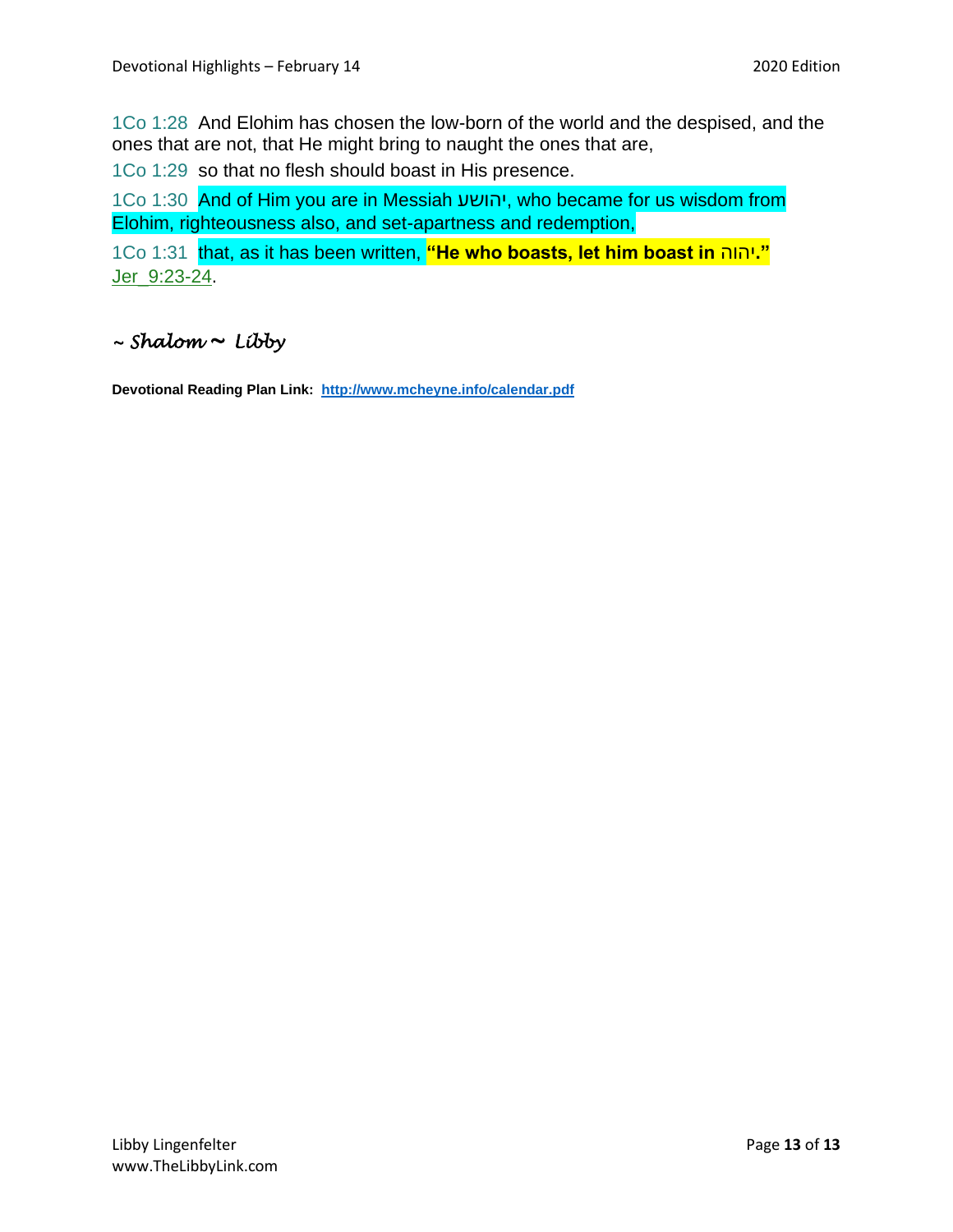1Co 1:28  And Elohim has chosen the low-born of the world and the despised, and the ones that are not, that He might bring to naught the ones that are,

1Co 1:29  so that no flesh should boast in His presence.

1Co 1:30  And of Him you are in Messiah יהושע, who became for us wisdom from Elohim, righteousness also, and set-apartness and redemption,

1Co 1:31  that, as it has been written, **"He who boasts, let him boast in יהוה."** Jer_9:23-24.

*~ Shalom ~ Libby*

**Devotional Reading Plan Link:** **http://www.mcheyne.info/calendar.pdf**